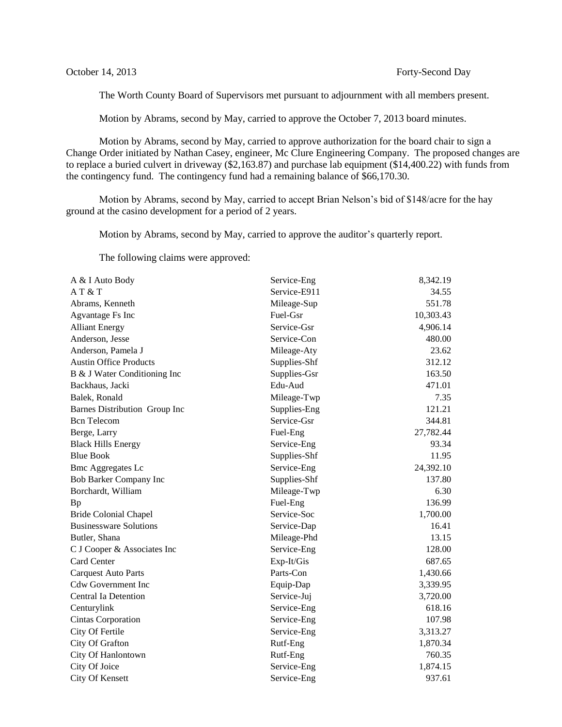October 14, 2013 Forty-Second Day

The Worth County Board of Supervisors met pursuant to adjournment with all members present.

Motion by Abrams, second by May, carried to approve the October 7, 2013 board minutes.

Motion by Abrams, second by May, carried to approve authorization for the board chair to sign a Change Order initiated by Nathan Casey, engineer, Mc Clure Engineering Company. The proposed changes are to replace a buried culvert in driveway ($2,163.87) and purchase lab equipment ($14,400.22) with funds from the contingency fund. The contingency fund had a remaining balance of $66,170.30.

Motion by Abrams, second by May, carried to accept Brian Nelson's bid of $148/acre for the hay ground at the casino development for a period of 2 years.

Motion by Abrams, second by May, carried to approve the auditor's quarterly report.

The following claims were approved:

| | | |
|---|---|---|
| A & I Auto Body | Service-Eng | 8,342.19 |
| A T & T | Service-E911 | 34.55 |
| Abrams, Kenneth | Mileage-Sup | 551.78 |
| Agvantage Fs Inc | Fuel-Gsr | 10,303.43 |
| Alliant Energy | Service-Gsr | 4,906.14 |
| Anderson, Jesse | Service-Con | 480.00 |
| Anderson, Pamela J | Mileage-Aty | 23.62 |
| Austin Office Products | Supplies-Shf | 312.12 |
| B & J Water Conditioning Inc | Supplies-Gsr | 163.50 |
| Backhaus, Jacki | Edu-Aud | 471.01 |
| Balek, Ronald | Mileage-Twp | 7.35 |
| Barnes Distribution Group Inc | Supplies-Eng | 121.21 |
| Bcn Telecom | Service-Gsr | 344.81 |
| Berge, Larry | Fuel-Eng | 27,782.44 |
| Black Hills Energy | Service-Eng | 93.34 |
| Blue Book | Supplies-Shf | 11.95 |
| Bmc Aggregates Lc | Service-Eng | 24,392.10 |
| Bob Barker Company Inc | Supplies-Shf | 137.80 |
| Borchardt, William | Mileage-Twp | 6.30 |
| Bp | Fuel-Eng | 136.99 |
| Bride Colonial Chapel | Service-Soc | 1,700.00 |
| Businessware Solutions | Service-Dap | 16.41 |
| Butler, Shana | Mileage-Phd | 13.15 |
| C J Cooper & Associates Inc | Service-Eng | 128.00 |
| Card Center | Exp-It/Gis | 687.65 |
| Carquest Auto Parts | Parts-Con | 1,430.66 |
| Cdw Government Inc | Equip-Dap | 3,339.95 |
| Central Ia Detention | Service-Juj | 3,720.00 |
| Centurylink | Service-Eng | 618.16 |
| Cintas Corporation | Service-Eng | 107.98 |
| City Of Fertile | Service-Eng | 3,313.27 |
| City Of Grafton | Rutf-Eng | 1,870.34 |
| City Of Hanlontown | Rutf-Eng | 760.35 |
| City Of Joice | Service-Eng | 1,874.15 |
| City Of Kensett | Service-Eng | 937.61 |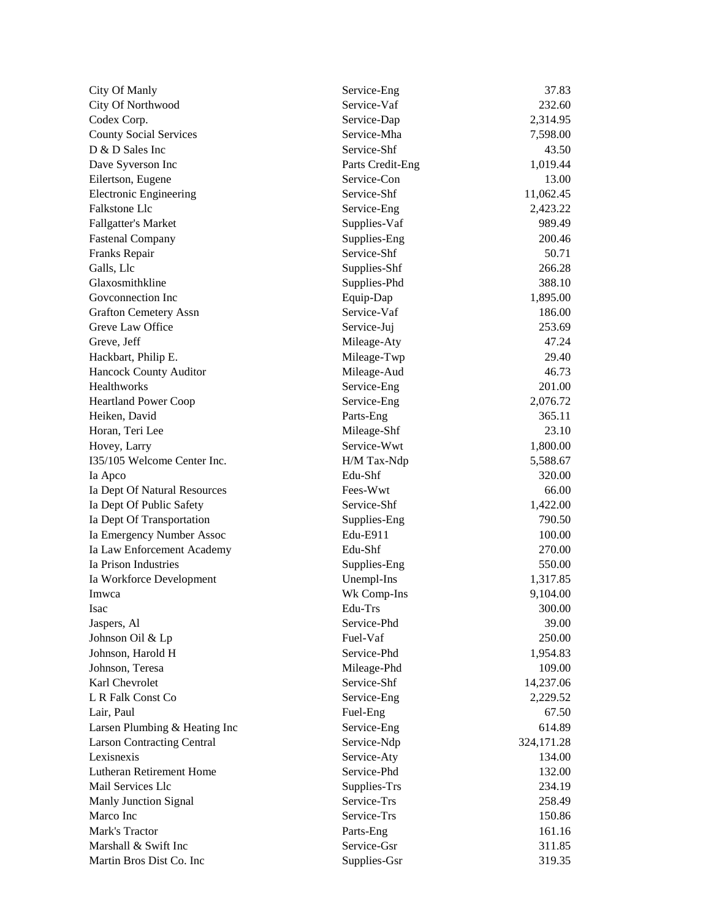| | | |
|---|---|---|
| City Of Manly | Service-Eng | 37.83 |
| City Of Northwood | Service-Vaf | 232.60 |
| Codex Corp. | Service-Dap | 2,314.95 |
| County Social Services | Service-Mha | 7,598.00 |
| D & D Sales Inc | Service-Shf | 43.50 |
| Dave Syverson Inc | Parts Credit-Eng | 1,019.44 |
| Eilertson, Eugene | Service-Con | 13.00 |
| Electronic Engineering | Service-Shf | 11,062.45 |
| Falkstone Llc | Service-Eng | 2,423.22 |
| Fallgatter's Market | Supplies-Vaf | 989.49 |
| Fastenal Company | Supplies-Eng | 200.46 |
| Franks Repair | Service-Shf | 50.71 |
| Galls, Llc | Supplies-Shf | 266.28 |
| Glaxosmithkline | Supplies-Phd | 388.10 |
| Govconnection Inc | Equip-Dap | 1,895.00 |
| Grafton Cemetery Assn | Service-Vaf | 186.00 |
| Greve Law Office | Service-Juj | 253.69 |
| Greve, Jeff | Mileage-Aty | 47.24 |
| Hackbart, Philip E. | Mileage-Twp | 29.40 |
| Hancock County Auditor | Mileage-Aud | 46.73 |
| Healthworks | Service-Eng | 201.00 |
| Heartland Power Coop | Service-Eng | 2,076.72 |
| Heiken, David | Parts-Eng | 365.11 |
| Horan, Teri Lee | Mileage-Shf | 23.10 |
| Hovey, Larry | Service-Wwt | 1,800.00 |
| I35/105 Welcome Center Inc. | H/M Tax-Ndp | 5,588.67 |
| Ia Apco | Edu-Shf | 320.00 |
| Ia Dept Of Natural Resources | Fees-Wwt | 66.00 |
| Ia Dept Of Public Safety | Service-Shf | 1,422.00 |
| Ia Dept Of Transportation | Supplies-Eng | 790.50 |
| Ia Emergency Number Assoc | Edu-E911 | 100.00 |
| Ia Law Enforcement Academy | Edu-Shf | 270.00 |
| Ia Prison Industries | Supplies-Eng | 550.00 |
| Ia Workforce Development | Unempl-Ins | 1,317.85 |
| Imwca | Wk Comp-Ins | 9,104.00 |
| Isac | Edu-Trs | 300.00 |
| Jaspers, Al | Service-Phd | 39.00 |
| Johnson Oil & Lp | Fuel-Vaf | 250.00 |
| Johnson, Harold H | Service-Phd | 1,954.83 |
| Johnson, Teresa | Mileage-Phd | 109.00 |
| Karl Chevrolet | Service-Shf | 14,237.06 |
| L R Falk Const Co | Service-Eng | 2,229.52 |
| Lair, Paul | Fuel-Eng | 67.50 |
| Larsen Plumbing & Heating Inc | Service-Eng | 614.89 |
| Larson Contracting Central | Service-Ndp | 324,171.28 |
| Lexisnexis | Service-Aty | 134.00 |
| Lutheran Retirement Home | Service-Phd | 132.00 |
| Mail Services Llc | Supplies-Trs | 234.19 |
| Manly Junction Signal | Service-Trs | 258.49 |
| Marco Inc | Service-Trs | 150.86 |
| Mark's Tractor | Parts-Eng | 161.16 |
| Marshall & Swift Inc | Service-Gsr | 311.85 |
| Martin Bros Dist Co. Inc | Supplies-Gsr | 319.35 |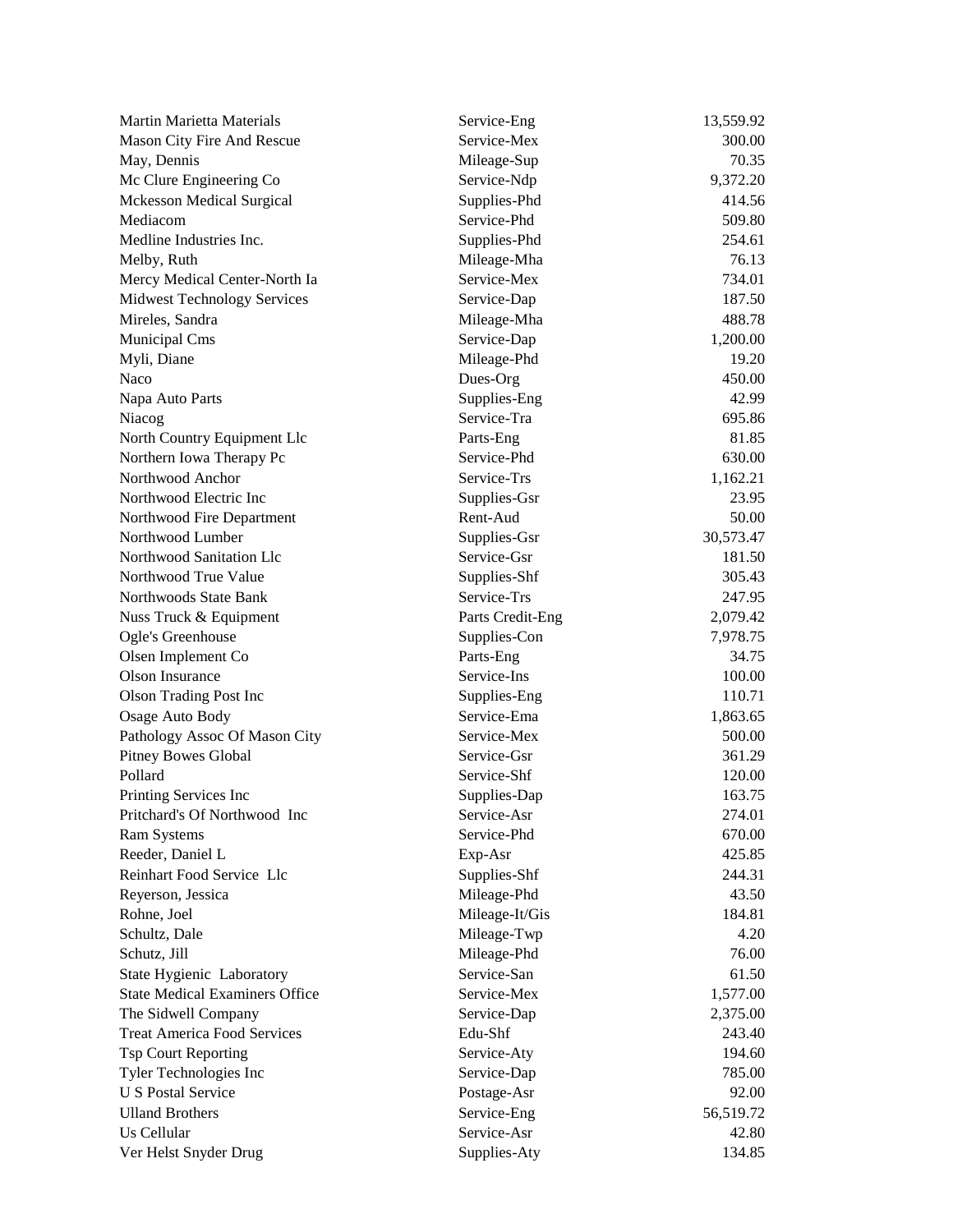| | | |
|---|---|---|
| Martin Marietta Materials | Service-Eng | 13,559.92 |
| Mason City Fire And Rescue | Service-Mex | 300.00 |
| May, Dennis | Mileage-Sup | 70.35 |
| Mc Clure Engineering Co | Service-Ndp | 9,372.20 |
| Mckesson Medical Surgical | Supplies-Phd | 414.56 |
| Mediacom | Service-Phd | 509.80 |
| Medline Industries Inc. | Supplies-Phd | 254.61 |
| Melby, Ruth | Mileage-Mha | 76.13 |
| Mercy Medical Center-North Ia | Service-Mex | 734.01 |
| Midwest Technology Services | Service-Dap | 187.50 |
| Mireles, Sandra | Mileage-Mha | 488.78 |
| Municipal Cms | Service-Dap | 1,200.00 |
| Myli, Diane | Mileage-Phd | 19.20 |
| Naco | Dues-Org | 450.00 |
| Napa Auto Parts | Supplies-Eng | 42.99 |
| Niacog | Service-Tra | 695.86 |
| North Country Equipment Llc | Parts-Eng | 81.85 |
| Northern Iowa Therapy Pc | Service-Phd | 630.00 |
| Northwood Anchor | Service-Trs | 1,162.21 |
| Northwood Electric Inc | Supplies-Gsr | 23.95 |
| Northwood Fire Department | Rent-Aud | 50.00 |
| Northwood Lumber | Supplies-Gsr | 30,573.47 |
| Northwood Sanitation Llc | Service-Gsr | 181.50 |
| Northwood True Value | Supplies-Shf | 305.43 |
| Northwoods State Bank | Service-Trs | 247.95 |
| Nuss Truck & Equipment | Parts Credit-Eng | 2,079.42 |
| Ogle's Greenhouse | Supplies-Con | 7,978.75 |
| Olsen Implement Co | Parts-Eng | 34.75 |
| Olson Insurance | Service-Ins | 100.00 |
| Olson Trading Post Inc | Supplies-Eng | 110.71 |
| Osage Auto Body | Service-Ema | 1,863.65 |
| Pathology Assoc Of Mason City | Service-Mex | 500.00 |
| Pitney Bowes Global | Service-Gsr | 361.29 |
| Pollard | Service-Shf | 120.00 |
| Printing Services Inc | Supplies-Dap | 163.75 |
| Pritchard's Of Northwood Inc | Service-Asr | 274.01 |
| Ram Systems | Service-Phd | 670.00 |
| Reeder, Daniel L | Exp-Asr | 425.85 |
| Reinhart Food Service Llc | Supplies-Shf | 244.31 |
| Reyerson, Jessica | Mileage-Phd | 43.50 |
| Rohne, Joel | Mileage-It/Gis | 184.81 |
| Schultz, Dale | Mileage-Twp | 4.20 |
| Schutz, Jill | Mileage-Phd | 76.00 |
| State Hygienic Laboratory | Service-San | 61.50 |
| State Medical Examiners Office | Service-Mex | 1,577.00 |
| The Sidwell Company | Service-Dap | 2,375.00 |
| Treat America Food Services | Edu-Shf | 243.40 |
| Tsp Court Reporting | Service-Aty | 194.60 |
| Tyler Technologies Inc | Service-Dap | 785.00 |
| U S Postal Service | Postage-Asr | 92.00 |
| Ulland Brothers | Service-Eng | 56,519.72 |
| Us Cellular | Service-Asr | 42.80 |
| Ver Helst Snyder Drug | Supplies-Aty | 134.85 |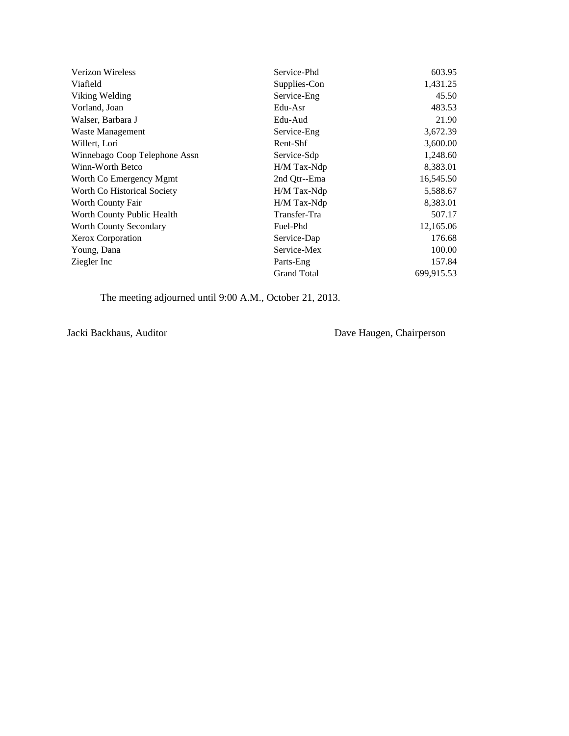| | | |
|---|---|---|
| Verizon Wireless | Service-Phd | 603.95 |
| Viafield | Supplies-Con | 1,431.25 |
| Viking Welding | Service-Eng | 45.50 |
| Vorland, Joan | Edu-Asr | 483.53 |
| Walser, Barbara J | Edu-Aud | 21.90 |
| Waste Management | Service-Eng | 3,672.39 |
| Willert, Lori | Rent-Shf | 3,600.00 |
| Winnebago Coop Telephone Assn | Service-Sdp | 1,248.60 |
| Winn-Worth Betco | H/M Tax-Ndp | 8,383.01 |
| Worth Co Emergency Mgmt | 2nd Qtr--Ema | 16,545.50 |
| Worth Co Historical Society | H/M Tax-Ndp | 5,588.67 |
| Worth County Fair | H/M Tax-Ndp | 8,383.01 |
| Worth County Public Health | Transfer-Tra | 507.17 |
| Worth County Secondary | Fuel-Phd | 12,165.06 |
| Xerox Corporation | Service-Dap | 176.68 |
| Young, Dana | Service-Mex | 100.00 |
| Ziegler Inc | Parts-Eng | 157.84 |
| | Grand Total | 699,915.53 |

The meeting adjourned until 9:00 A.M., October 21, 2013.

Jacki Backhaus, Auditor

Dave Haugen, Chairperson